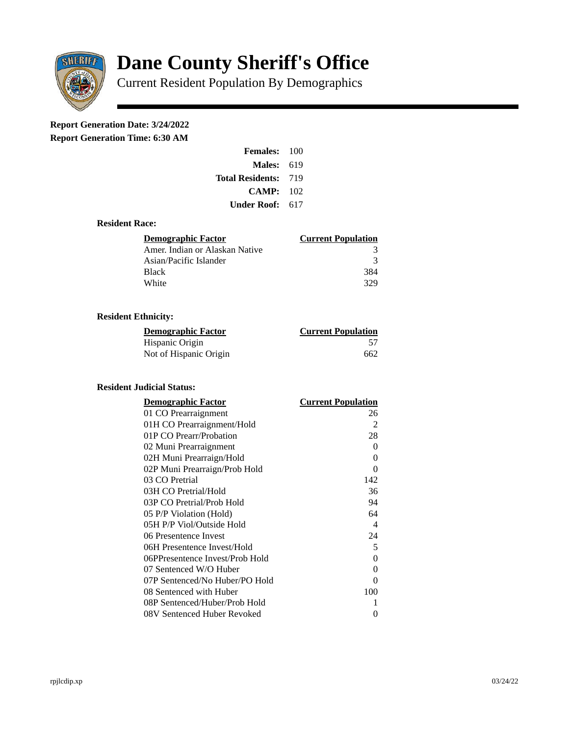# Dane County Sheriff's Office

## Current Resident Population By Demographics

**Report Generation Date: 3/24/2022**
**Report Generation Time: 6:30 AM**

| | |
|---|---|
| **Females:** | 100 |
| **Males:** | 619 |
| **Total Residents:** | 719 |
| **CAMP:** | 102 |
| **Under Roof:** | 617 |

### Resident Race:

| Demographic Factor | Current Population |
|---|---|
| Amer. Indian or Alaskan Native | 3 |
| Asian/Pacific Islander | 3 |
| Black | 384 |
| White | 329 |

### Resident Ethnicity:

| Demographic Factor | Current Population |
|---|---|
| Hispanic Origin | 57 |
| Not of Hispanic Origin | 662 |

### Resident Judicial Status:

| Demographic Factor | Current Population |
|---|---|
| 01 CO Prearraignment | 26 |
| 01H CO Prearraignment/Hold | 2 |
| 01P CO Prearr/Probation | 28 |
| 02 Muni Prearraignment | 0 |
| 02H Muni Prearraign/Hold | 0 |
| 02P Muni Prearraign/Prob Hold | 0 |
| 03 CO Pretrial | 142 |
| 03H CO Pretrial/Hold | 36 |
| 03P CO Pretrial/Prob Hold | 94 |
| 05 P/P Violation (Hold) | 64 |
| 05H P/P Viol/Outside Hold | 4 |
| 06 Presentence Invest | 24 |
| 06H Presentence Invest/Hold | 5 |
| 06PPresentence Invest/Prob Hold | 0 |
| 07 Sentenced W/O Huber | 0 |
| 07P Sentenced/No Huber/PO Hold | 0 |
| 08 Sentenced with Huber | 100 |
| 08P Sentenced/Huber/Prob Hold | 1 |
| 08V Sentenced Huber Revoked | 0 |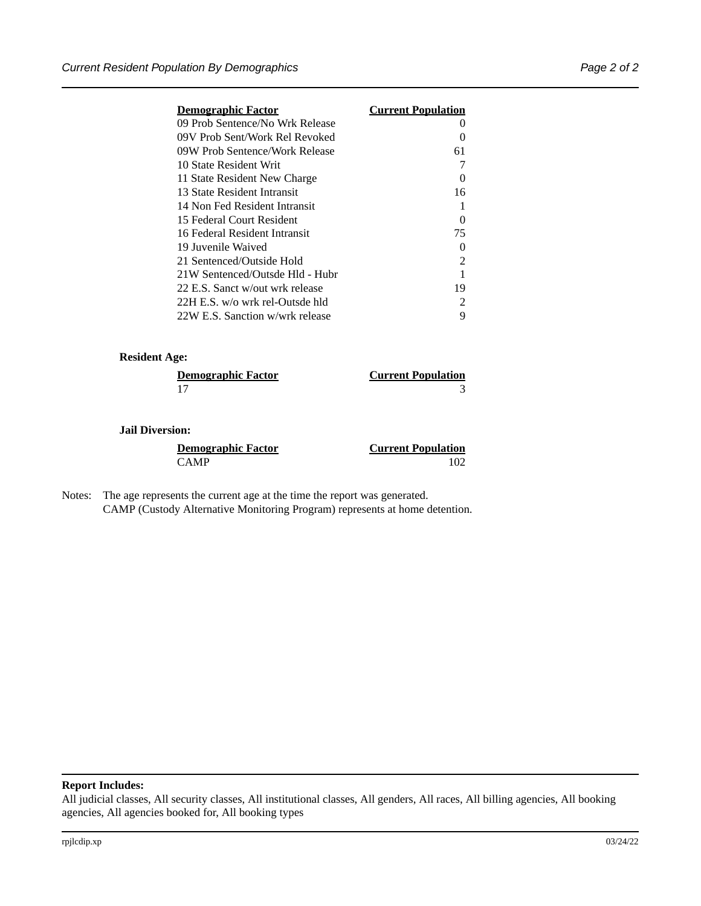| Demographic Factor | Current Population |
|---|---|
| 09 Prob Sentence/No Wrk Release | 0 |
| 09V Prob Sent/Work Rel Revoked | 0 |
| 09W Prob Sentence/Work Release | 61 |
| 10 State Resident Writ | 7 |
| 11 State Resident New Charge | 0 |
| 13 State Resident Intransit | 16 |
| 14 Non Fed Resident Intransit | 1 |
| 15 Federal Court Resident | 0 |
| 16 Federal Resident Intransit | 75 |
| 19 Juvenile Waived | 0 |
| 21 Sentenced/Outside Hold | 2 |
| 21W Sentenced/Outsde Hld - Hubr | 1 |
| 22 E.S. Sanct w/out wrk release | 19 |
| 22H E.S. w/o wrk rel-Outsde hld | 2 |
| 22W E.S. Sanction w/wrk release | 9 |

**Resident Age:**

| Demographic Factor | Current Population |
|---|---|
| 17 | 3 |

**Jail Diversion:**

| Demographic Factor | Current Population |
|---|---|
| CAMP | 102 |

Notes: The age represents the current age at the time the report was generated.
CAMP (Custody Alternative Monitoring Program) represents at home detention.

**Report Includes:**

All judicial classes, All security classes, All institutional classes, All genders, All races, All billing agencies, All booking agencies, All agencies booked for, All booking types

rpjlcdip.xp 03/24/22